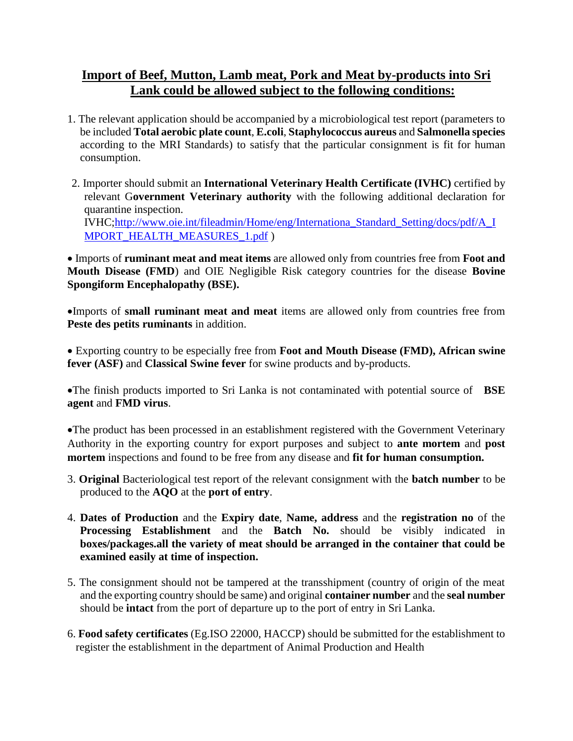# **Import of Beef, Mutton, Lamb meat, Pork and Meat by-products into Sri Lank could be allowed subject to the following conditions:**

1. The relevant application should be accompanied by a microbiological test report (parameters to be included **Total aerobic plate count**, **E.coli**, **Staphylococcus aureus** and **Salmonella species** according to the MRI Standards) to satisfy that the particular consignment is fit for human consumption.

2. Importer should submit an **International Veterinary Health Certificate (IVHC)** certified by relevant G**overnment Veterinary authority** with the following additional declaration for quarantine inspection.
   IVHC;http://www.oie.int/fileadmin/Home/eng/Internationa_Standard_Setting/docs/pdf/A_IMPORT_HEALTH_MEASURES_1.pdf )

- Imports of **ruminant meat and meat items** are allowed only from countries free from **Foot and Mouth Disease (FMD**) and OIE Negligible Risk category countries for the disease **Bovine Spongiform Encephalopathy (BSE).**

- Imports of **small ruminant meat and meat** items are allowed only from countries free from **Peste des petits ruminants** in addition.

- Exporting country to be especially free from **Foot and Mouth Disease (FMD), African swine fever (ASF)** and **Classical Swine fever** for swine products and by-products.

- The finish products imported to Sri Lanka is not contaminated with potential source of **BSE agent** and **FMD virus**.

- The product has been processed in an establishment registered with the Government Veterinary Authority in the exporting country for export purposes and subject to **ante mortem** and **post mortem** inspections and found to be free from any disease and **fit for human consumption.**

3. **Original** Bacteriological test report of the relevant consignment with the **batch number** to be produced to the **AQO** at the **port of entry**.

4. **Dates of Production** and the **Expiry date**, **Name, address** and the **registration no** of the **Processing Establishment** and the **Batch No.** should be visibly indicated in **boxes/packages.all the variety of meat should be arranged in the container that could be examined easily at time of inspection.**

5. The consignment should not be tampered at the transshipment (country of origin of the meat and the exporting country should be same) and original **container number** and the **seal number** should be **intact** from the port of departure up to the port of entry in Sri Lanka.

6. **Food safety certificates** (Eg.ISO 22000, HACCP) should be submitted for the establishment to register the establishment in the department of Animal Production and Health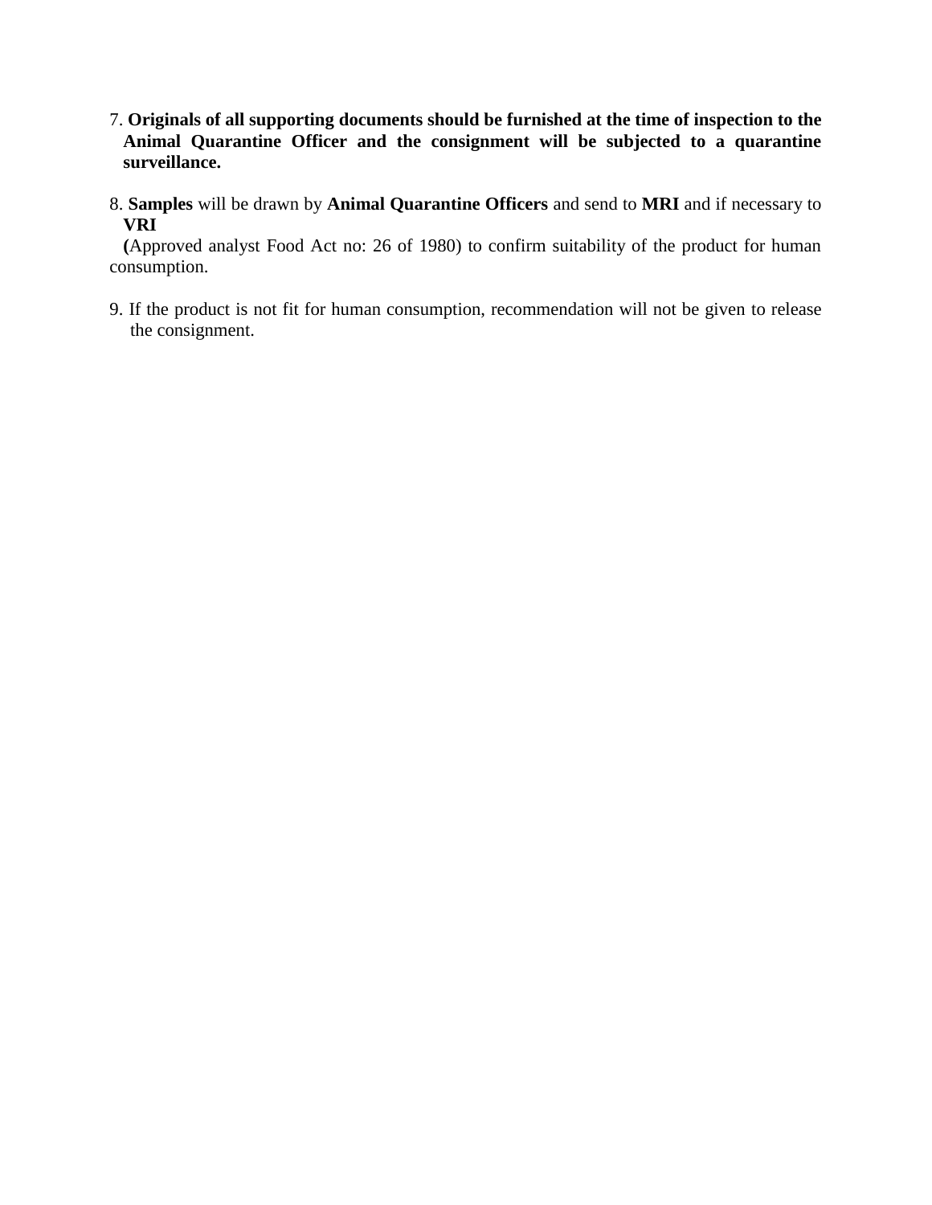7. **Originals of all supporting documents should be furnished at the time of inspection to the Animal Quarantine Officer and the consignment will be subjected to a quarantine surveillance.**

8. **Samples** will be drawn by **Animal Quarantine Officers** and send to **MRI** and if necessary to **VRI** **(**Approved analyst Food Act no: 26 of 1980) to confirm suitability of the product for human consumption.

9. If the product is not fit for human consumption, recommendation will not be given to release the consignment.